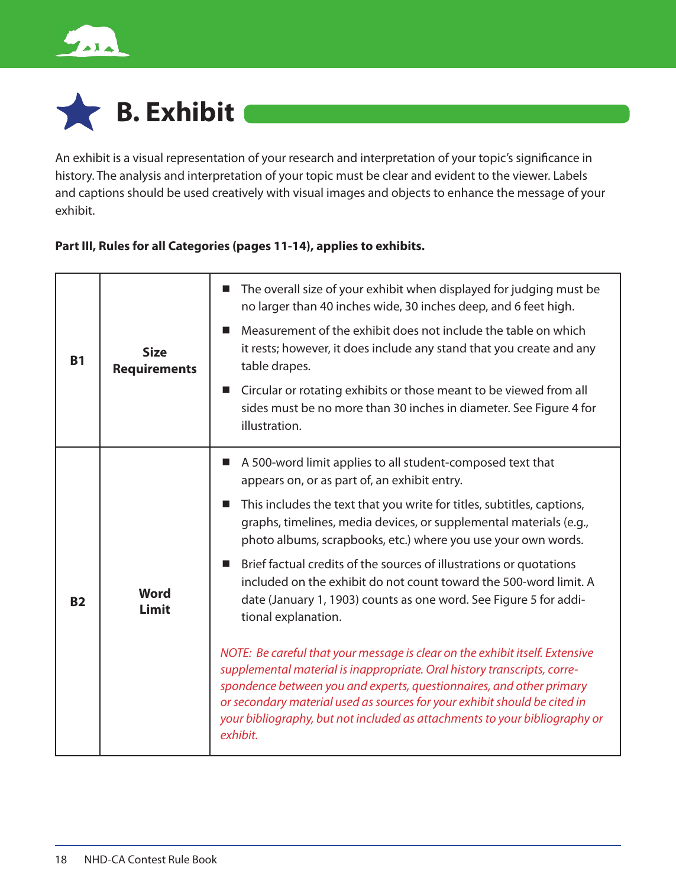# B. Exhibit

An exhibit is a visual representation of your research and interpretation of your topic's significance in history. The analysis and interpretation of your topic must be clear and evident to the viewer. Labels and captions should be used creatively with visual images and objects to enhance the message of your exhibit.

**Part III, Rules for all Categories (pages 11-14), applies to exhibits.**

| | | |
|---|---|---|
| **B1** | **Size Requirements** | ■ The overall size of your exhibit when displayed for judging must be no larger than 40 inches wide, 30 inches deep, and 6 feet high.<br>■ Measurement of the exhibit does not include the table on which it rests; however, it does include any stand that you create and any table drapes.<br>■ Circular or rotating exhibits or those meant to be viewed from all sides must be no more than 30 inches in diameter. See Figure 4 for illustration. |
| **B2** | **Word Limit** | ■ A 500-word limit applies to all student-composed text that appears on, or as part of, an exhibit entry.<br>■ This includes the text that you write for titles, subtitles, captions, graphs, timelines, media devices, or supplemental materials (e.g., photo albums, scrapbooks, etc.) where you use your own words.<br>■ Brief factual credits of the sources of illustrations or quotations included on the exhibit do not count toward the 500-word limit. A date (January 1, 1903) counts as one word. See Figure 5 for additional explanation.<br><br>*NOTE: Be careful that your message is clear on the exhibit itself. Extensive supplemental material is inappropriate. Oral history transcripts, correspondence between you and experts, questionnaires, and other primary or secondary material used as sources for your exhibit should be cited in your bibliography, but not included as attachments to your bibliography or exhibit.* |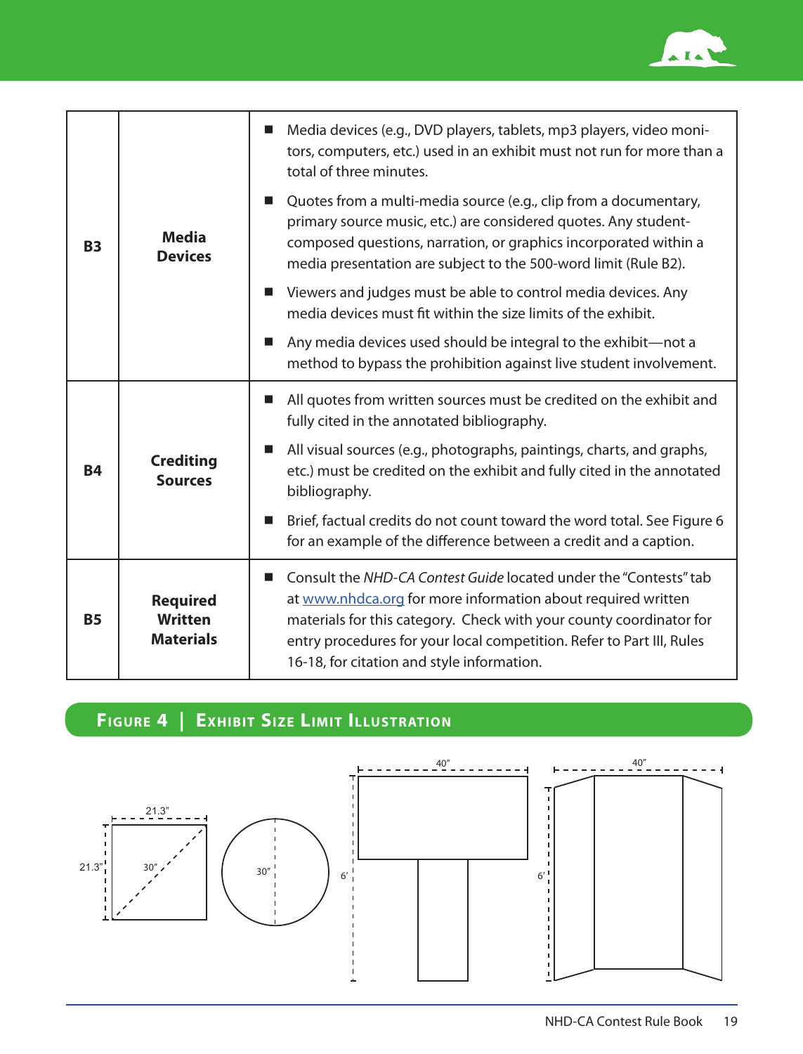| | | |
|---|---|---|
| **B3** | **Media Devices** | ■ Media devices (e.g., DVD players, tablets, mp3 players, video monitors, computers, etc.) used in an exhibit must not run for more than a total of three minutes.<br>■ Quotes from a multi-media source (e.g., clip from a documentary, primary source music, etc.) are considered quotes. Any student-composed questions, narration, or graphics incorporated within a media presentation are subject to the 500-word limit (Rule B2).<br>■ Viewers and judges must be able to control media devices. Any media devices must fit within the size limits of the exhibit.<br>■ Any media devices used should be integral to the exhibit—not a method to bypass the prohibition against live student involvement. |
| **B4** | **Crediting Sources** | ■ All quotes from written sources must be credited on the exhibit and fully cited in the annotated bibliography.<br>■ All visual sources (e.g., photographs, paintings, charts, and graphs, etc.) must be credited on the exhibit and fully cited in the annotated bibliography.<br>■ Brief, factual credits do not count toward the word total. See Figure 6 for an example of the difference between a credit and a caption. |
| **B5** | **Required Written Materials** | ■ Consult the *NHD-CA Contest Guide* located under the "Contests" tab at www.nhdca.org for more information about required written materials for this category. Check with your county coordinator for entry procedures for your local competition. Refer to Part III, Rules 16-18, for citation and style information. |

## Figure 4 | Exhibit Size Limit Illustration

21.3″ 21.3″ 30″ 30″ 40″ 6′ 40″ 6′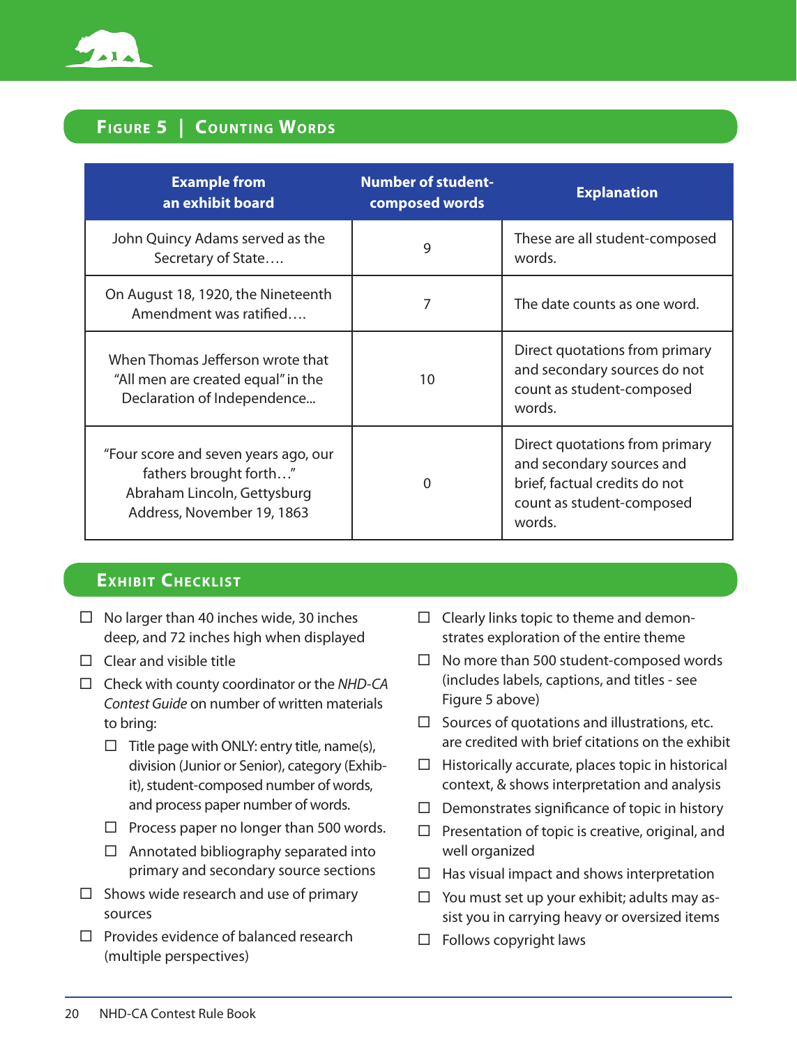## Figure 5 | Counting Words

| Example from an exhibit board | Number of student-composed words | Explanation |
|---|---|---|
| John Quincy Adams served as the Secretary of State…. | 9 | These are all student-composed words. |
| On August 18, 1920, the Nineteenth Amendment was ratified…. | 7 | The date counts as one word. |
| When Thomas Jefferson wrote that "All men are created equal" in the Declaration of Independence... | 10 | Direct quotations from primary and secondary sources do not count as student-composed words. |
| "Four score and seven years ago, our fathers brought forth…" Abraham Lincoln, Gettysburg Address, November 19, 1863 | 0 | Direct quotations from primary and secondary sources and brief, factual credits do not count as student-composed words. |

## Exhibit Checklist

- ☐ No larger than 40 inches wide, 30 inches deep, and 72 inches high when displayed
- ☐ Clear and visible title
- ☐ Check with county coordinator or the *NHD-CA Contest Guide* on number of written materials to bring:
  - ☐ Title page with ONLY: entry title, name(s), division (Junior or Senior), category (Exhibit), student-composed number of words, and process paper number of words.
  - ☐ Process paper no longer than 500 words.
  - ☐ Annotated bibliography separated into primary and secondary source sections
- ☐ Shows wide research and use of primary sources
- ☐ Provides evidence of balanced research (multiple perspectives)
- ☐ Clearly links topic to theme and demonstrates exploration of the entire theme
- ☐ No more than 500 student-composed words (includes labels, captions, and titles - see Figure 5 above)
- ☐ Sources of quotations and illustrations, etc. are credited with brief citations on the exhibit
- ☐ Historically accurate, places topic in historical context, & shows interpretation and analysis
- ☐ Demonstrates significance of topic in history
- ☐ Presentation of topic is creative, original, and well organized
- ☐ Has visual impact and shows interpretation
- ☐ You must set up your exhibit; adults may assist you in carrying heavy or oversized items
- ☐ Follows copyright laws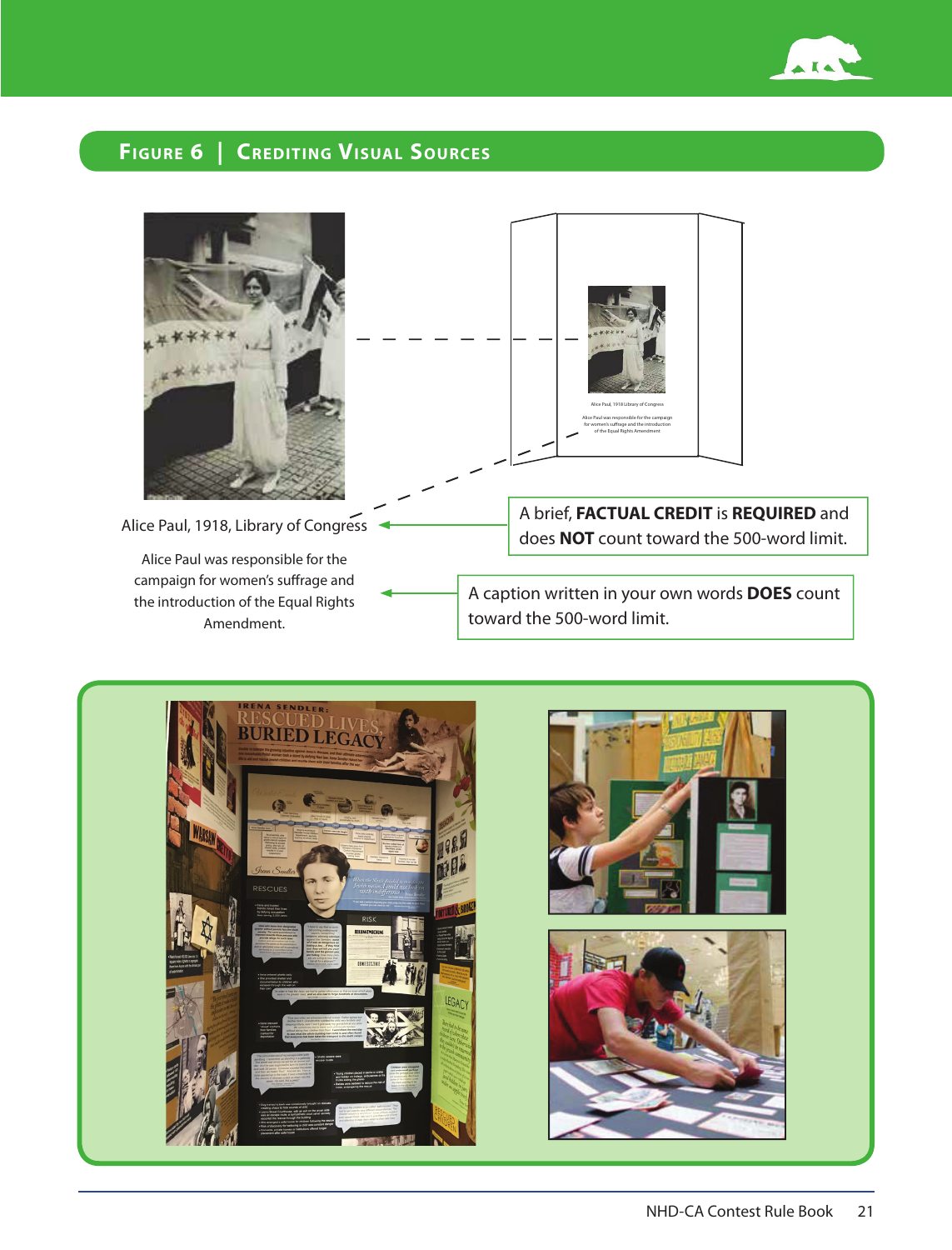## Figure 6 | Crediting Visual Sources

Alice Paul, 1918, Library of Congress

Alice Paul was responsible for the campaign for women's suffrage and the introduction of the Equal Rights Amendment.

A brief, **FACTUAL CREDIT** is **REQUIRED** and does **NOT** count toward the 500-word limit.

A caption written in your own words **DOES** count toward the 500-word limit.